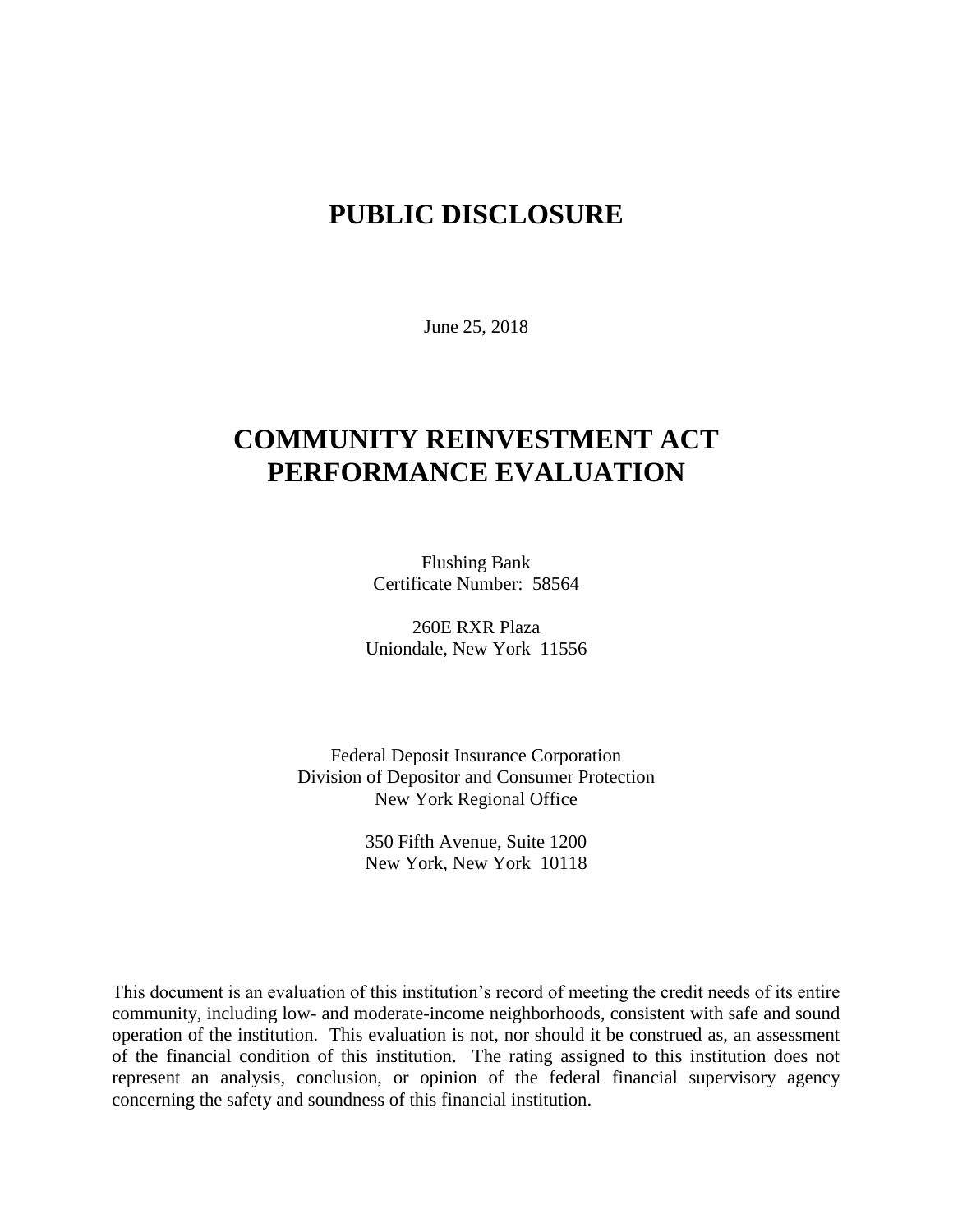# PUBLIC DISCLOSURE

June 25, 2018

# COMMUNITY REINVESTMENT ACT PERFORMANCE EVALUATION

Flushing Bank
Certificate Number: 58564

260E RXR Plaza
Uniondale, New York 11556

Federal Deposit Insurance Corporation
Division of Depositor and Consumer Protection
New York Regional Office

350 Fifth Avenue, Suite 1200
New York, New York 10118

This document is an evaluation of this institution's record of meeting the credit needs of its entire community, including low- and moderate-income neighborhoods, consistent with safe and sound operation of the institution. This evaluation is not, nor should it be construed as, an assessment of the financial condition of this institution. The rating assigned to this institution does not represent an analysis, conclusion, or opinion of the federal financial supervisory agency concerning the safety and soundness of this financial institution.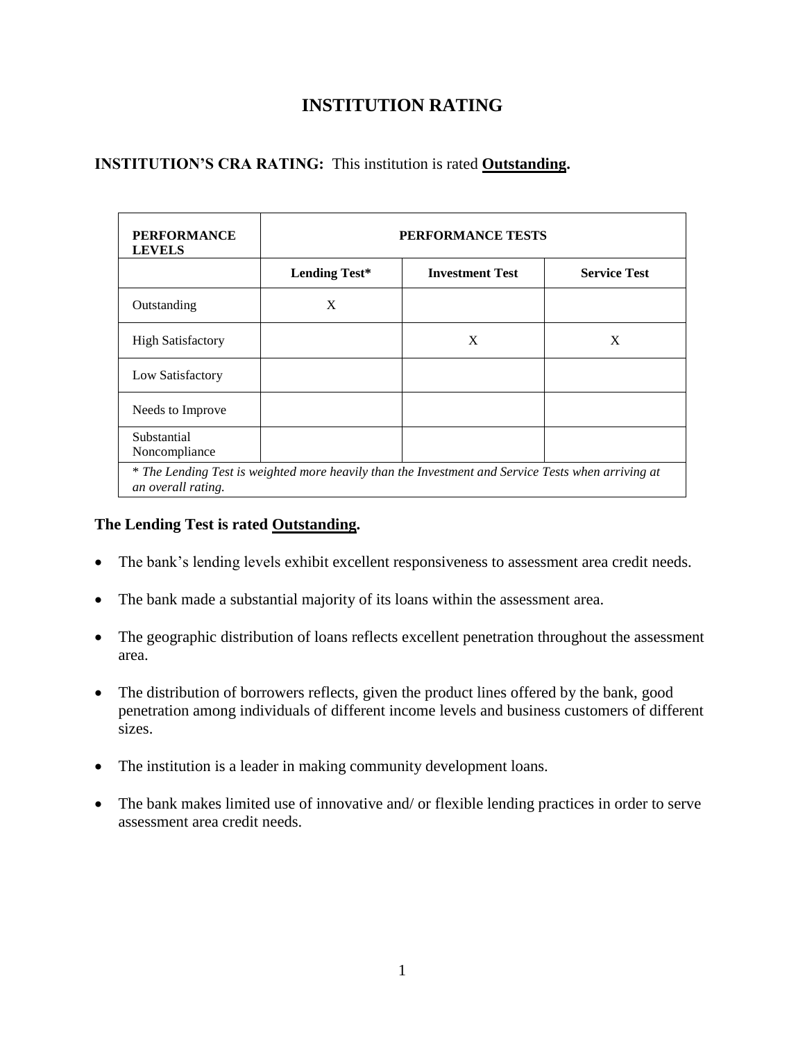# INSTITUTION RATING

**INSTITUTION'S CRA RATING:** This institution is rated **Outstanding.**

| PERFORMANCE LEVELS | PERFORMANCE TESTS | | |
|---|---|---|---|
| | **Lending Test*** | **Investment Test** | **Service Test** |
| Outstanding | X | | |
| High Satisfactory | | X | X |
| Low Satisfactory | | | |
| Needs to Improve | | | |
| Substantial Noncompliance | | | |

*\* The Lending Test is weighted more heavily than the Investment and Service Tests when arriving at an overall rating.*

**The Lending Test is rated Outstanding.**

- The bank's lending levels exhibit excellent responsiveness to assessment area credit needs.
- The bank made a substantial majority of its loans within the assessment area.
- The geographic distribution of loans reflects excellent penetration throughout the assessment area.
- The distribution of borrowers reflects, given the product lines offered by the bank, good penetration among individuals of different income levels and business customers of different sizes.
- The institution is a leader in making community development loans.
- The bank makes limited use of innovative and/ or flexible lending practices in order to serve assessment area credit needs.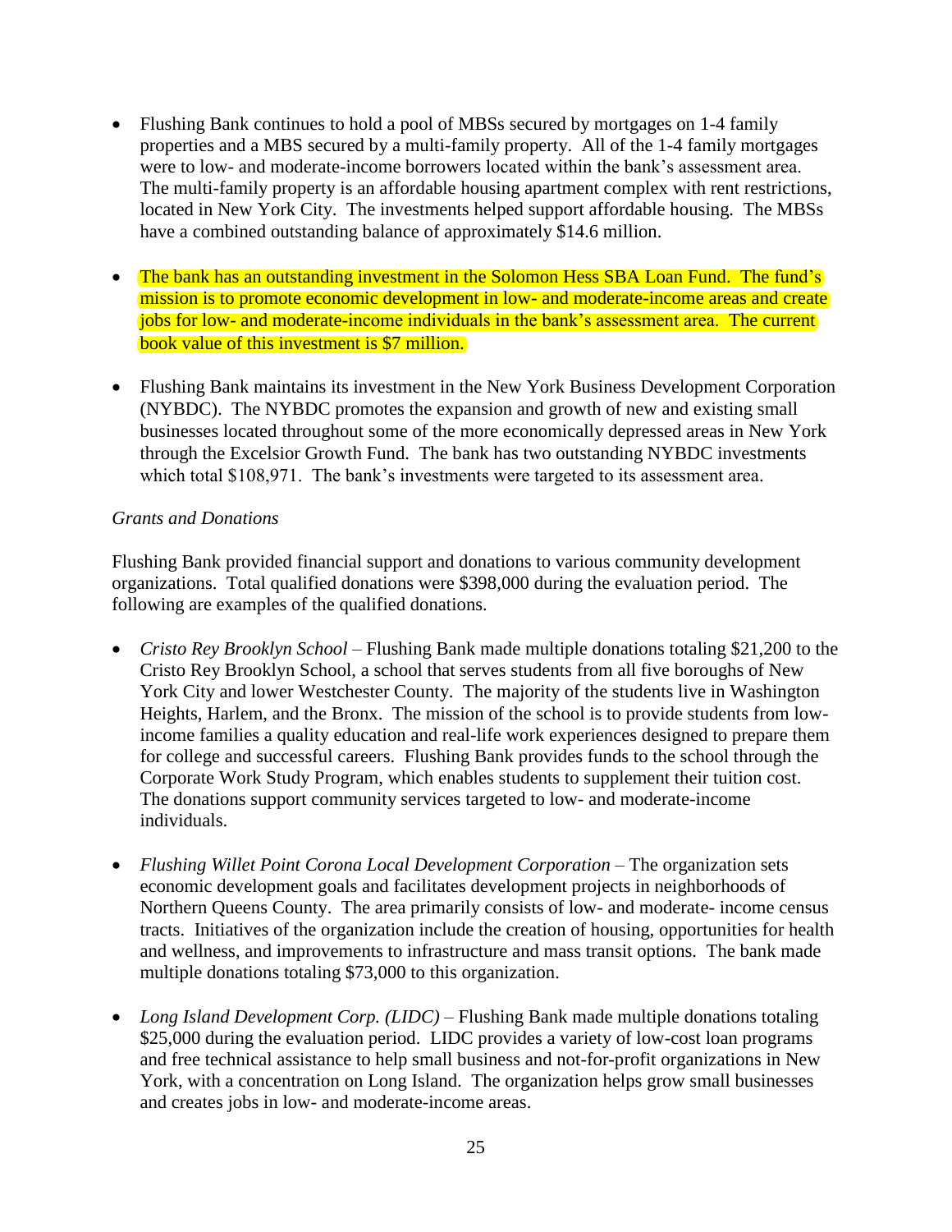- Flushing Bank continues to hold a pool of MBSs secured by mortgages on 1-4 family properties and a MBS secured by a multi-family property. All of the 1-4 family mortgages were to low- and moderate-income borrowers located within the bank's assessment area. The multi-family property is an affordable housing apartment complex with rent restrictions, located in New York City. The investments helped support affordable housing. The MBSs have a combined outstanding balance of approximately $14.6 million.

- The bank has an outstanding investment in the Solomon Hess SBA Loan Fund. The fund's mission is to promote economic development in low- and moderate-income areas and create jobs for low- and moderate-income individuals in the bank's assessment area. The current book value of this investment is $7 million.

- Flushing Bank maintains its investment in the New York Business Development Corporation (NYBDC). The NYBDC promotes the expansion and growth of new and existing small businesses located throughout some of the more economically depressed areas in New York through the Excelsior Growth Fund. The bank has two outstanding NYBDC investments which total $108,971. The bank's investments were targeted to its assessment area.

*Grants and Donations*

Flushing Bank provided financial support and donations to various community development organizations. Total qualified donations were $398,000 during the evaluation period. The following are examples of the qualified donations.

- *Cristo Rey Brooklyn School* – Flushing Bank made multiple donations totaling $21,200 to the Cristo Rey Brooklyn School, a school that serves students from all five boroughs of New York City and lower Westchester County. The majority of the students live in Washington Heights, Harlem, and the Bronx. The mission of the school is to provide students from low-income families a quality education and real-life work experiences designed to prepare them for college and successful careers. Flushing Bank provides funds to the school through the Corporate Work Study Program, which enables students to supplement their tuition cost. The donations support community services targeted to low- and moderate-income individuals.

- *Flushing Willet Point Corona Local Development Corporation* – The organization sets economic development goals and facilitates development projects in neighborhoods of Northern Queens County. The area primarily consists of low- and moderate- income census tracts. Initiatives of the organization include the creation of housing, opportunities for health and wellness, and improvements to infrastructure and mass transit options. The bank made multiple donations totaling $73,000 to this organization.

- *Long Island Development Corp. (LIDC)* – Flushing Bank made multiple donations totaling $25,000 during the evaluation period. LIDC provides a variety of low-cost loan programs and free technical assistance to help small business and not-for-profit organizations in New York, with a concentration on Long Island. The organization helps grow small businesses and creates jobs in low- and moderate-income areas.